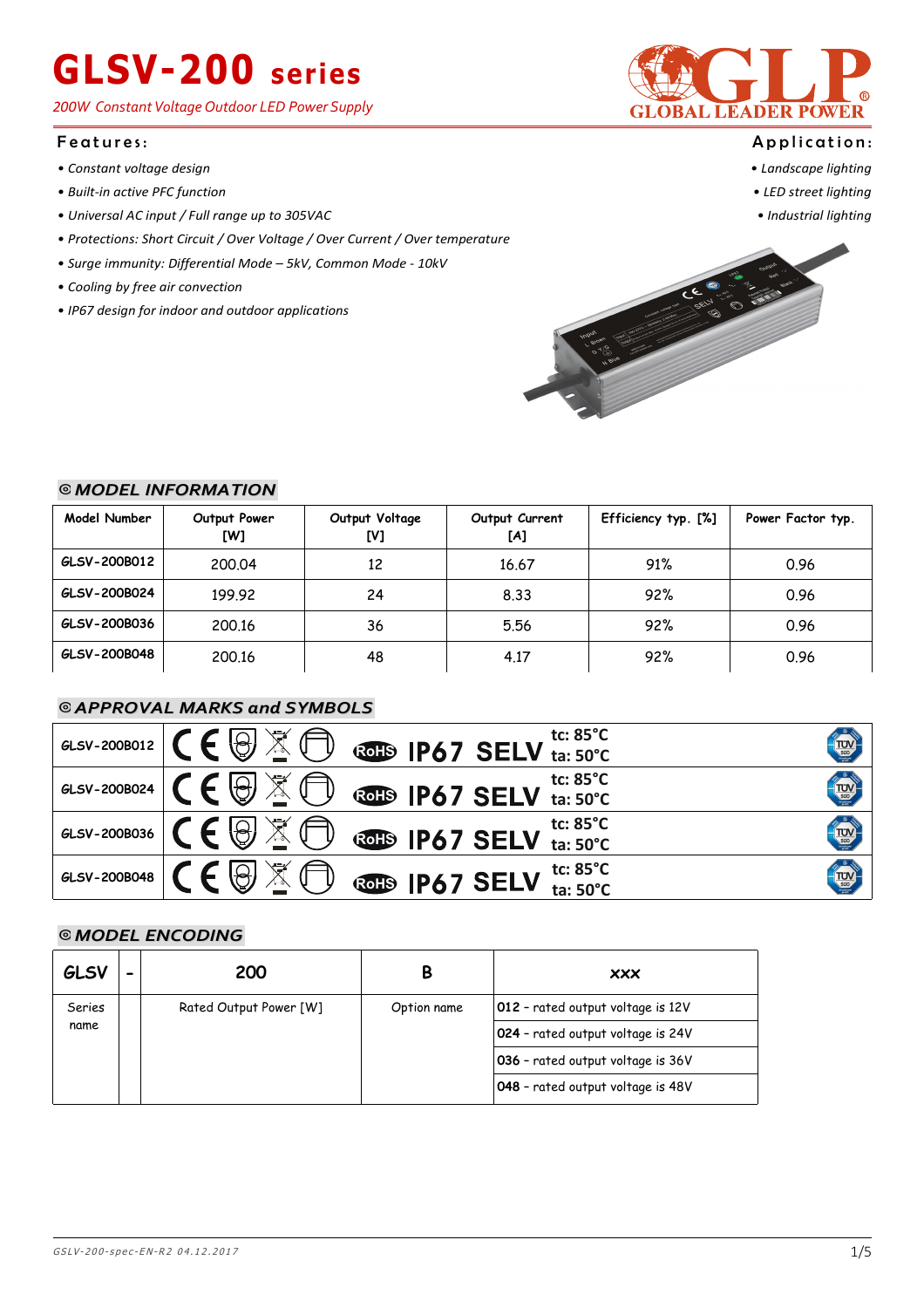# GLSV-200 series

*200W Constant Voltage Outdoor LED Power Supply*

GLP GLOBAL LEADER POWER

## Features:

- *Constant voltage design*
- *Built-in active PFC function*
- *Universal AC input / Full range up to 305VAC*
- *Protections: Short Circuit / Over Voltage / Over Current / Over temperature*
- *Surge immunity: Differential Mode – 5kV, Common Mode - 10kV*
- *Cooling by free air convection*
- *IP67 design for indoor and outdoor applications*

## Application:

- *Landscape lighting*
- *LED street lighting*
- *Industrial lighting*

## MODEL INFORMATION

| Model Number | Output Power [W] | Output Voltage [V] | Output Current [A] | Efficiency typ. [%] | Power Factor typ. |
|---|---|---|---|---|---|
| GLSV-200B012 | 200.04 | 12 | 16.67 | 91% | 0.96 |
| GLSV-200B024 | 199.92 | 24 | 8.33 | 92% | 0.96 |
| GLSV-200B036 | 200.16 | 36 | 5.56 | 92% | 0.96 |
| GLSV-200B048 | 200.16 | 48 | 4.17 | 92% | 0.96 |

## APPROVAL MARKS and SYMBOLS

| Model | Marks |
|---|---|
| GLSV-200B012 | CE, RoHS, IP67, SELV, tc: 85°C, ta: 50°C, TÜV SÜD |
| GLSV-200B024 | CE, RoHS, IP67, SELV, tc: 85°C, ta: 50°C, TÜV SÜD |
| GLSV-200B036 | CE, RoHS, IP67, SELV, tc: 85°C, ta: 50°C, TÜV SÜD |
| GLSV-200B048 | CE, RoHS, IP67, SELV, tc: 85°C, ta: 50°C, TÜV SÜD |

## MODEL ENCODING

| GLSV | - | 200 | B | xxx |
|---|---|---|---|---|
| Series name | | Rated Output Power [W] | Option name | **012** - rated output voltage is 12V |
| | | | | **024** - rated output voltage is 24V |
| | | | | **036** - rated output voltage is 36V |
| | | | | **048** - rated output voltage is 48V |

*GSLV-200-spec-EN-R2 04.12.2017*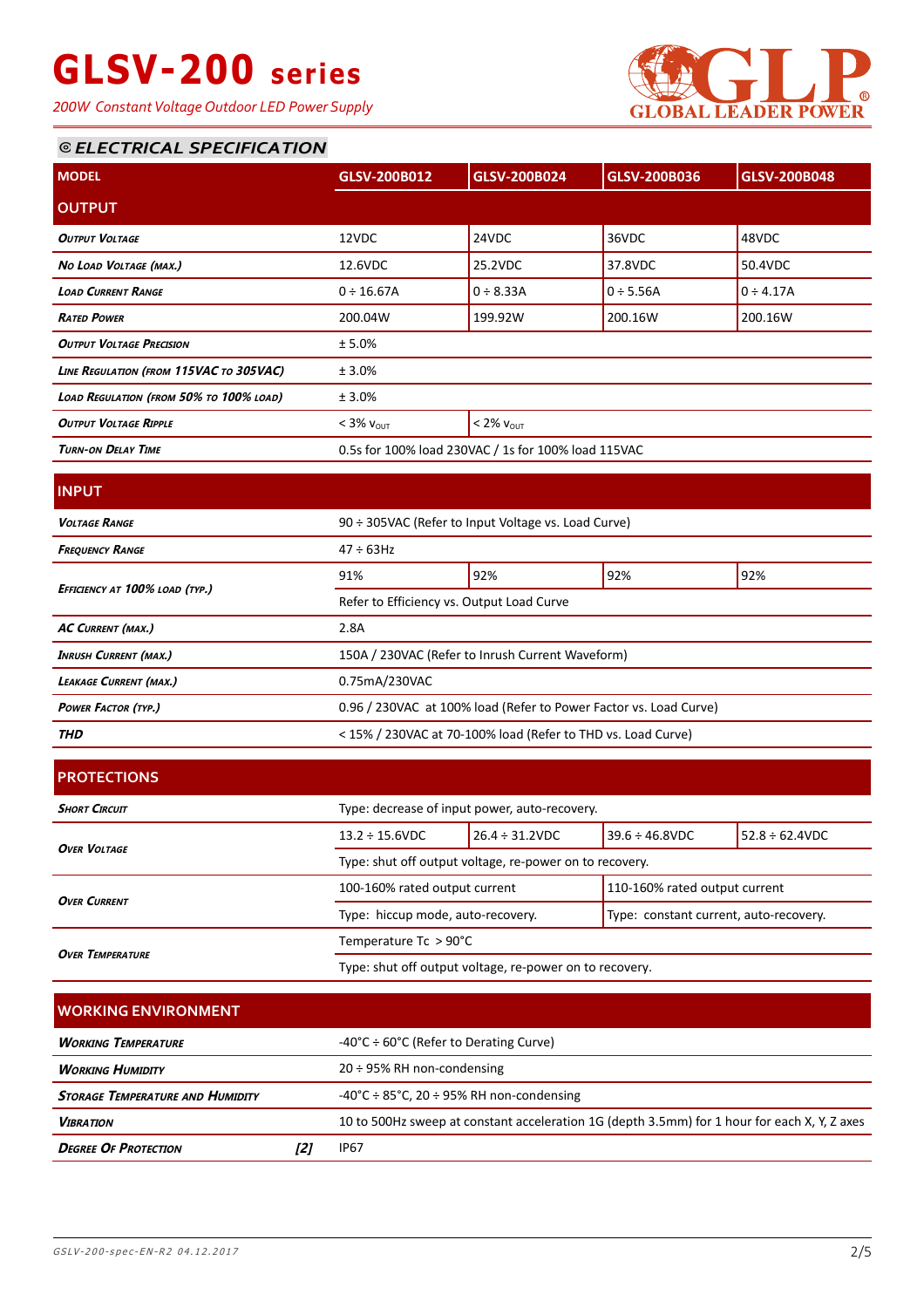# GLSV-200 series

*200W Constant Voltage Outdoor LED Power Supply*

## ELECTRICAL SPECIFICATION

| MODEL | GLSV-200B012 | GLSV-200B024 | GLSV-200B036 | GLSV-200B048 |
|---|---|---|---|---|
| **OUTPUT** | | | | |
| *Output Voltage* | 12VDC | 24VDC | 36VDC | 48VDC |
| *No Load Voltage (max.)* | 12.6VDC | 25.2VDC | 37.8VDC | 50.4VDC |
| *Load Current Range* | 0 ÷ 16.67A | 0 ÷ 8.33A | 0 ÷ 5.56A | 0 ÷ 4.17A |
| *Rated Power* | 200.04W | 199.92W | 200.16W | 200.16W |
| *Output Voltage Precision* | ± 5.0% | | | |
| *Line Regulation (from 115VAC to 305VAC)* | ± 3.0% | | | |
| *Load Regulation (from 50% to 100% load)* | ± 3.0% | | | |
| *Output Voltage Ripple* | < 3% $V_{OUT}$ | < 2% $V_{OUT}$ | | |
| *Turn-on Delay Time* | 0.5s for 100% load 230VAC / 1s for 100% load 115VAC | | | |
| **INPUT** | | | | |
| *Voltage Range* | 90 ÷ 305VAC (Refer to Input Voltage vs. Load Curve) | | | |
| *Frequency Range* | 47 ÷ 63Hz | | | |
| *Efficiency at 100% load (typ.)* | 91% | 92% | 92% | 92% |
| | Refer to Efficiency vs. Output Load Curve | | | |
| *AC Current (max.)* | 2.8A | | | |
| *Inrush Current (max.)* | 150A / 230VAC (Refer to Inrush Current Waveform) | | | |
| *Leakage Current (max.)* | 0.75mA/230VAC | | | |
| *Power Factor (typ.)* | 0.96 / 230VAC at 100% load (Refer to Power Factor vs. Load Curve) | | | |
| *THD* | < 15% / 230VAC at 70-100% load (Refer to THD vs. Load Curve) | | | |
| **PROTECTIONS** | | | | |
| *Short Circuit* | Type: decrease of input power, auto-recovery. | | | |
| *Over Voltage* | 13.2 ÷ 15.6VDC | 26.4 ÷ 31.2VDC | 39.6 ÷ 46.8VDC | 52.8 ÷ 62.4VDC |
| | Type: shut off output voltage, re-power on to recovery. | | | |
| *Over Current* | 100-160% rated output current | | 110-160% rated output current | |
| | Type: hiccup mode, auto-recovery. | | Type: constant current, auto-recovery. | |
| *Over Temperature* | Temperature Tc > 90°C | | | |
| | Type: shut off output voltage, re-power on to recovery. | | | |
| **WORKING ENVIRONMENT** | | | | |
| *Working Temperature* | -40°C ÷ 60°C (Refer to Derating Curve) | | | |
| *Working Humidity* | 20 ÷ 95% RH non-condensing | | | |
| *Storage Temperature and Humidity* | -40°C ÷ 85°C, 20 ÷ 95% RH non-condensing | | | |
| *Vibration* | 10 to 500Hz sweep at constant acceleration 1G (depth 3.5mm) for 1 hour for each X, Y, Z axes | | | |
| *Degree of Protection* [2] | IP67 | | | |

GSLV-200-spec-EN-R2 04.12.2017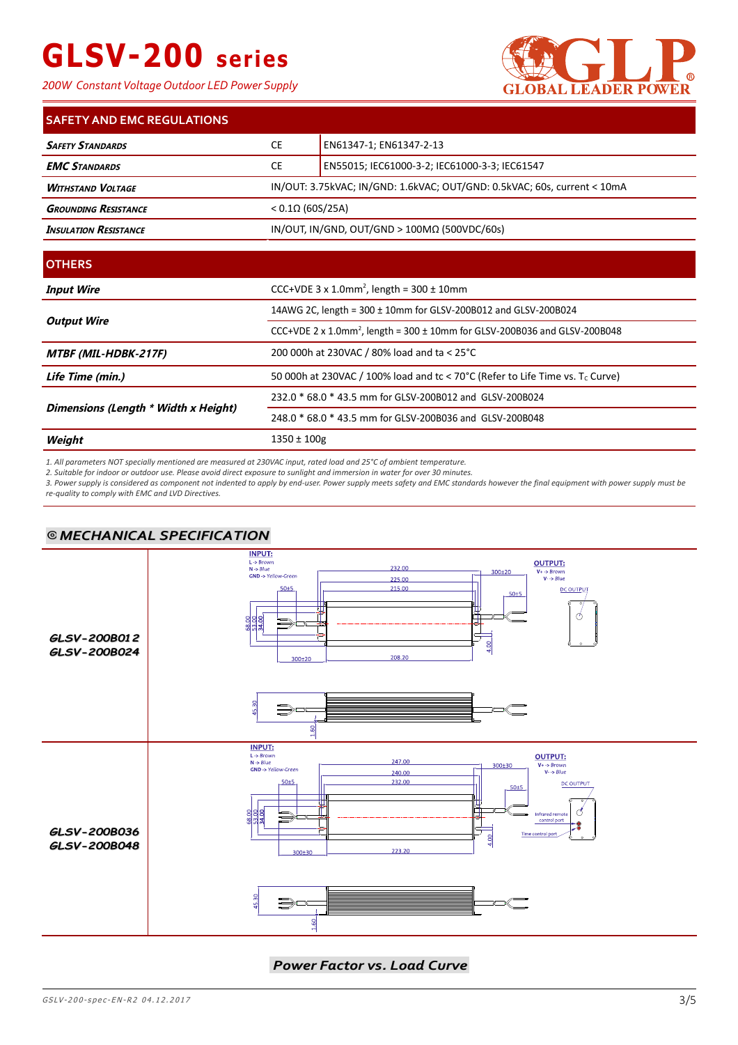# GLSV-200 series

*200W Constant Voltage Outdoor LED Power Supply*

## SAFETY AND EMC REGULATIONS

| | | |
|---|---|---|
| ***Safety Standards*** | CE | EN61347-1; EN61347-2-13 |
| ***EMC Standards*** | CE | EN55015; IEC61000-3-2; IEC61000-3-3; IEC61547 |
| ***Withstand Voltage*** | IN/OUT: 3.75kVAC; IN/GND: 1.6kVAC; OUT/GND: 0.5kVAC; 60s, current < 10mA | |
| ***Grounding Resistance*** | < 0.1Ω (60S/25A) | |
| ***Insulation Resistance*** | IN/OUT, IN/GND, OUT/GND > 100MΩ (500VDC/60s) | |

## OTHERS

| | |
|---|---|
| ***Input Wire*** | CCC+VDE 3 x 1.0mm$^2$, length = 300 ± 10mm |
| ***Output Wire*** | 14AWG 2C, length = 300 ± 10mm for GLSV-200B012 and GLSV-200B024 |
| | CCC+VDE 2 x 1.0mm$^2$, length = 300 ± 10mm for GLSV-200B036 and GLSV-200B048 |
| ***MTBF (MIL-HDBK-217F)*** | 200 000h at 230VAC / 80% load and ta < 25°C |
| ***Life Time (min.)*** | 50 000h at 230VAC / 100% load and tc < 70°C (Refer to Life Time vs. $T_c$ Curve) |
| ***Dimensions (Length * Width x Height)*** | 232.0 * 68.0 * 43.5 mm for GLSV-200B012 and GLSV-200B024 |
| | 248.0 * 68.0 * 43.5 mm for GLSV-200B036 and GLSV-200B048 |
| ***Weight*** | 1350 ± 100g |

*1. All parameters NOT specially mentioned are measured at 230VAC input, rated load and 25°C of ambient temperature.*
*2. Suitable for indoor or outdoor use. Please avoid direct exposure to sunlight and immersion in water for over 30 minutes.*
*3. Power supply is considered as component not indented to apply by end-user. Power supply meets safety and EMC standards however the final equipment with power supply must be re-quality to comply with EMC and LVD Directives.*

## ◎ MECHANICAL SPECIFICATION

**GLSV-200B012**
**GLSV-200B024**

**GLSV-200B036**
**GLSV-200B048**

## Power Factor vs. Load Curve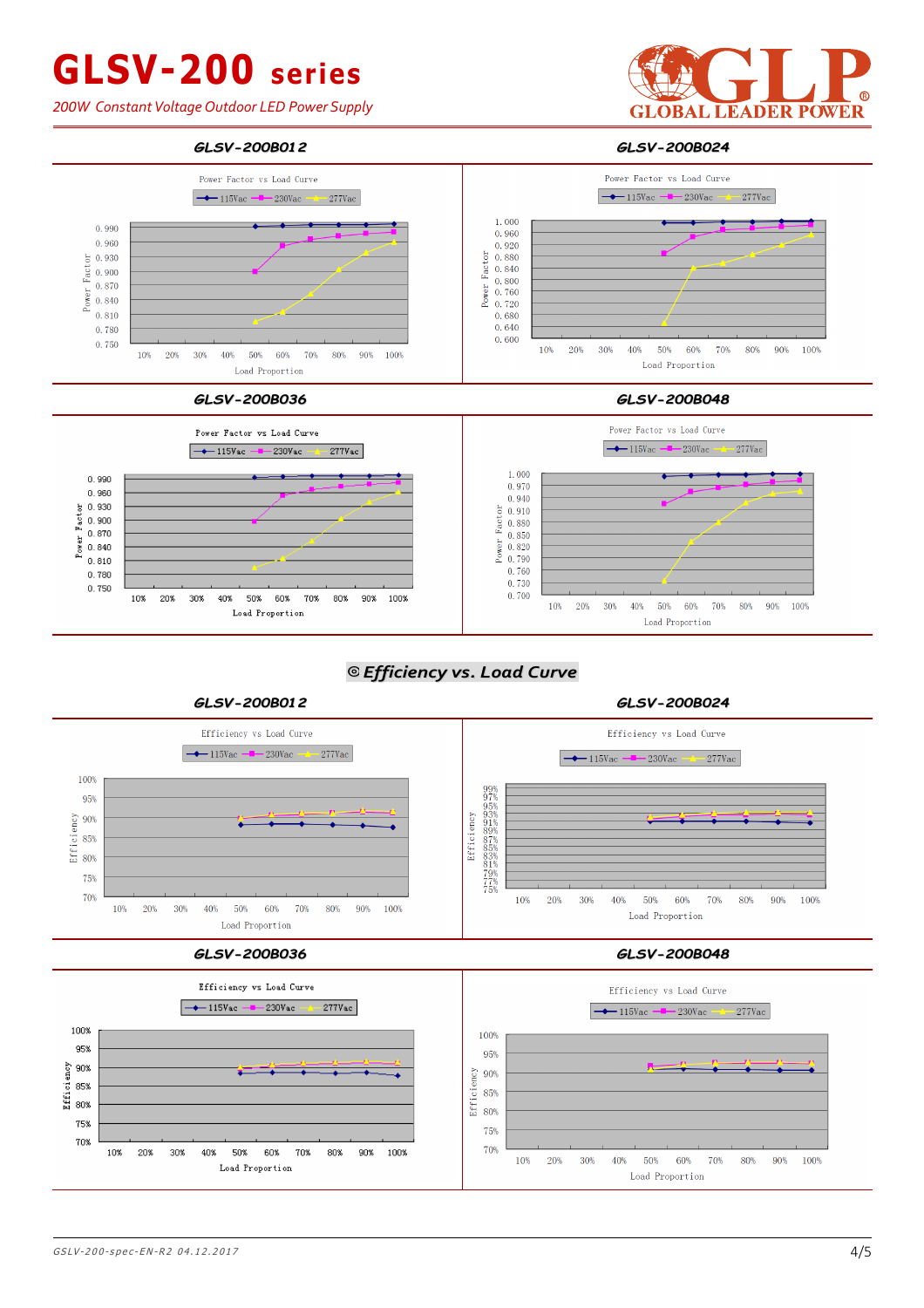# GLSV-200 series

*200W Constant Voltage Outdoor LED Power Supply*

### GLSV-200B012

Power Factor vs Load Curve

115Vac 230Vac 277Vac

Power Factor: 0.990, 0.960, 0.930, 0.900, 0.870, 0.840, 0.810, 0.780, 0.750

Load Proportion: 10% 20% 30% 40% 50% 60% 70% 80% 90% 100%

### GLSV-200B024

Power Factor vs Load Curve

115Vac 230Vac 277Vac

Power Factor: 1.000, 0.960, 0.920, 0.880, 0.840, 0.800, 0.760, 0.720, 0.680, 0.640, 0.600

Load Proportion: 10% 20% 30% 40% 50% 60% 70% 80% 90% 100%

### GLSV-200B036

Power Factor vs Load Curve

115Vac 230Vac 277Vac

Power Factor: 0.990, 0.960, 0.930, 0.900, 0.870, 0.840, 0.810, 0.780, 0.750

Load Proportion: 10% 20% 30% 40% 50% 60% 70% 80% 90% 100%

### GLSV-200B048

Power Factor vs Load Curve

115Vac 230Vac 277Vac

Power Factor: 1.000, 0.970, 0.940, 0.910, 0.880, 0.850, 0.820, 0.790, 0.760, 0.730, 0.700

Load Proportion: 10% 20% 30% 40% 50% 60% 70% 80% 90% 100%

## © Efficiency vs. Load Curve

### GLSV-200B012

Efficiency vs Load Curve

115Vac 230Vac 277Vac

Efficiency: 100%, 95%, 90%, 85%, 80%, 75%, 70%

Load Proportion: 10% 20% 30% 40% 50% 60% 70% 80% 90% 100%

### GLSV-200B024

Efficiency vs Load Curve

115Vac 230Vac 277Vac

Efficiency: 99%, 97%, 95%, 93%, 91%, 89%, 87%, 85%, 83%, 81%, 79%, 77%, 75%

Load Proportion: 10% 20% 30% 40% 50% 60% 70% 80% 90% 100%

### GLSV-200B036

Efficiency vs Load Curve

115Vac 230Vac 277Vac

Efficiency: 100%, 95%, 90%, 85%, 80%, 75%, 70%

Load Proportion: 10% 20% 30% 40% 50% 60% 70% 80% 90% 100%

### GLSV-200B048

Efficiency vs Load Curve

115Vac 230Vac 277Vac

Efficiency: 100%, 95%, 90%, 85%, 80%, 75%, 70%

Load Proportion: 10% 20% 30% 40% 50% 60% 70% 80% 90% 100%

GLSV-200-spec-EN-R2 04.12.2017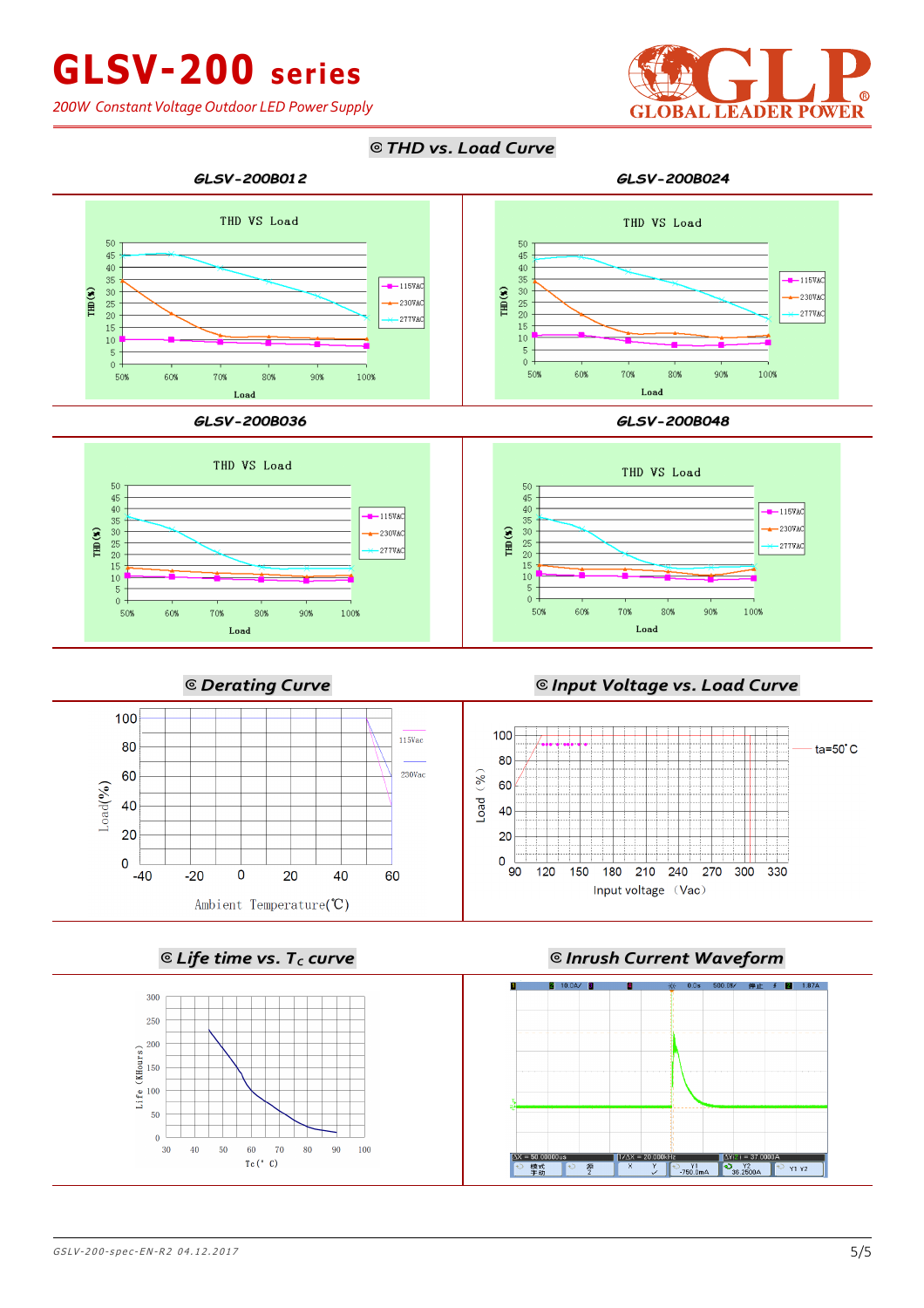# GLSV-200 series

*200W Constant Voltage Outdoor LED Power Supply*

GLP GLOBAL LEADER POWER

## ◎ THD vs. Load Curve

### GLSV-200B012

THD VS Load

THD (%)

50 45 40 35 30 25 20 15 10 5 0

50% 60% 70% 80% 90% 100%

Load

115VAC 230VAC 277VAC

### GLSV-200B024

THD VS Load

THD (%)

50 45 40 35 30 25 20 15 10 5 0

50% 60% 70% 80% 90% 100%

Load

115VAC 230VAC 277VAC

### GLSV-200B036

THD VS Load

THD (%)

50 45 40 35 30 25 20 15 10 5 0

50% 60% 70% 80% 90% 100%

Load

115VAC 230VAC 277VAC

### GLSV-200B048

THD VS Load

THD (%)

50 45 40 35 30 25 20 15 10 5 0

50% 60% 70% 80% 90% 100%

Load

115VAC 230VAC 277VAC

## ◎ Derating Curve

Load(%)

100 80 60 40 20 0

-40 -20 0 20 40 60

Ambient Temperature(℃)

115Vac

230Vac

## ◎ Input Voltage vs. Load Curve

Load (%)

100 80 60 40 20 0

90 120 150 180 210 240 270 300 330

Input voltage (Vac)

ta=50˚C

## ◎ Life time vs. $T_c$ curve

Life (KHours)

300 250 200 150 100 50 0

30 40 50 60 70 80 90 100

Tc(˚C)

## ◎ Inrush Current Waveform

10.0A/ 0.0s 500.0%/ 停止 1.87A

ΔX = 50.00000us 1/ΔX = 20.000kHz ΔY(1) = 37.0000A

模式 手动 源 2 X Y Y1 -750.0mA Y2 36.2500A Y1 Y2

GLSV-200-spec-EN-R2 04.12.2017